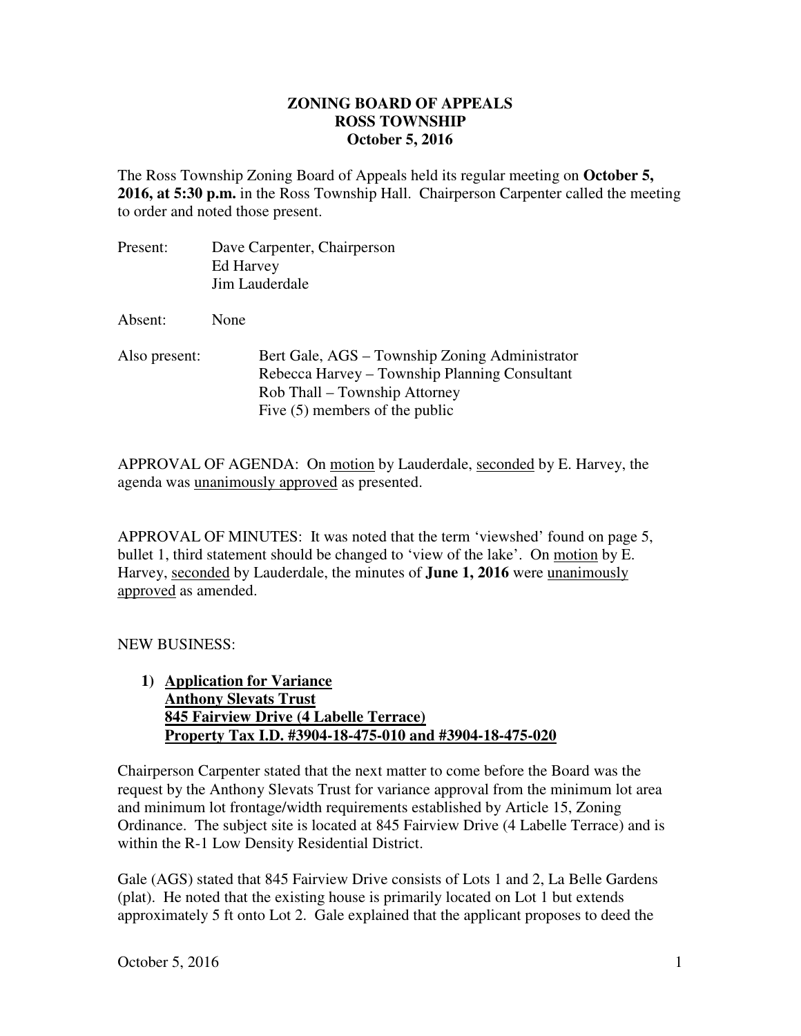# ZONING BOARD OF APPEALS
# ROSS TOWNSHIP
# October 5, 2016

The Ross Township Zoning Board of Appeals held its regular meeting on **October 5, 2016, at 5:30 p.m.** in the Ross Township Hall. Chairperson Carpenter called the meeting to order and noted those present.

Present: Dave Carpenter, Chairperson
Ed Harvey
Jim Lauderdale

Absent: None

Also present: Bert Gale, AGS – Township Zoning Administrator
Rebecca Harvey – Township Planning Consultant
Rob Thall – Township Attorney
Five (5) members of the public

APPROVAL OF AGENDA: On motion by Lauderdale, seconded by E. Harvey, the agenda was unanimously approved as presented.

APPROVAL OF MINUTES: It was noted that the term 'viewshed' found on page 5, bullet 1, third statement should be changed to 'view of the lake'. On motion by E. Harvey, seconded by Lauderdale, the minutes of **June 1, 2016** were unanimously approved as amended.

NEW BUSINESS:

1) **Application for Variance**
**Anthony Slevats Trust**
**845 Fairview Drive (4 Labelle Terrace)**
**Property Tax I.D. #3904-18-475-010 and #3904-18-475-020**

Chairperson Carpenter stated that the next matter to come before the Board was the request by the Anthony Slevats Trust for variance approval from the minimum lot area and minimum lot frontage/width requirements established by Article 15, Zoning Ordinance. The subject site is located at 845 Fairview Drive (4 Labelle Terrace) and is within the R-1 Low Density Residential District.

Gale (AGS) stated that 845 Fairview Drive consists of Lots 1 and 2, La Belle Gardens (plat). He noted that the existing house is primarily located on Lot 1 but extends approximately 5 ft onto Lot 2. Gale explained that the applicant proposes to deed the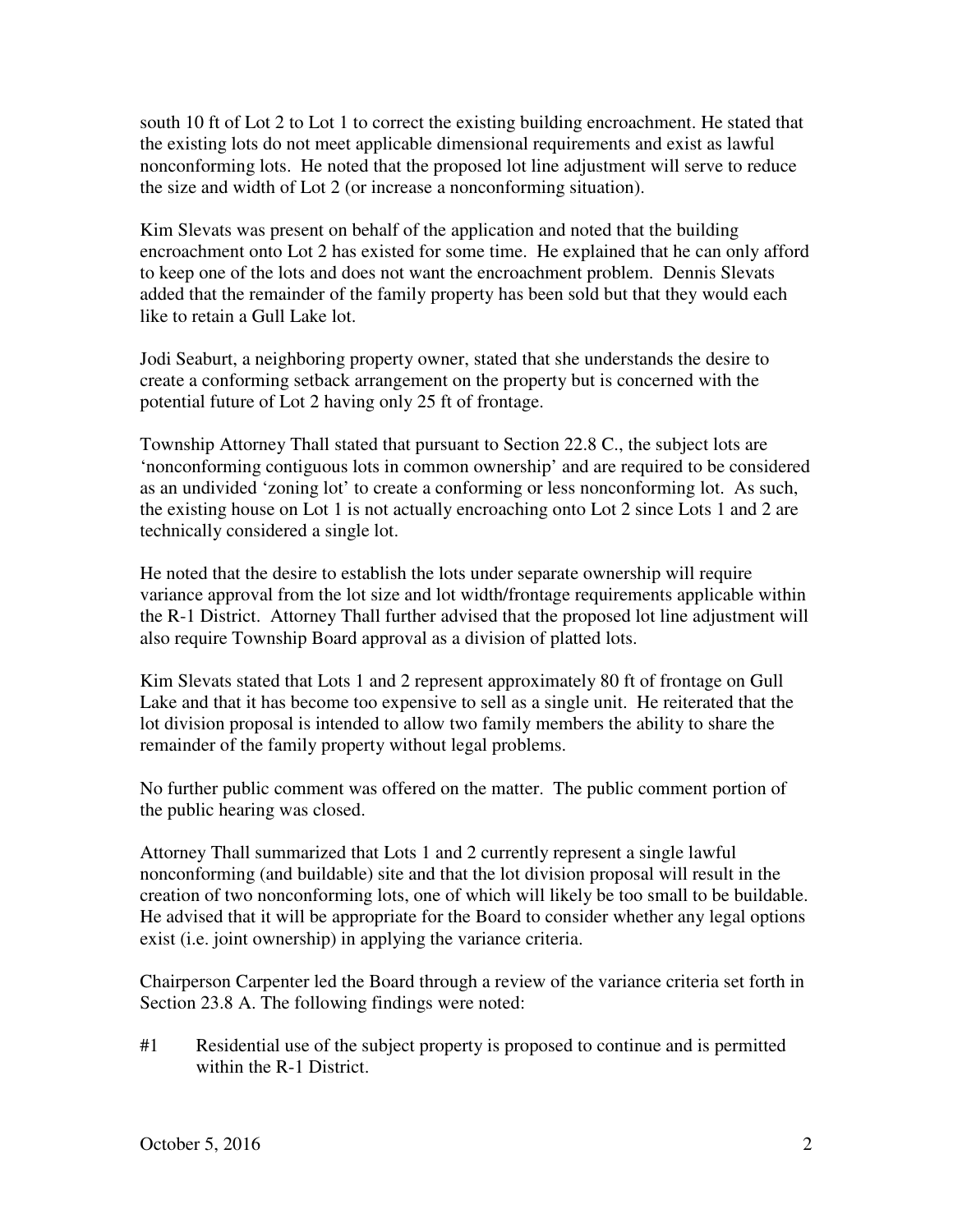south 10 ft of Lot 2 to Lot 1 to correct the existing building encroachment. He stated that the existing lots do not meet applicable dimensional requirements and exist as lawful nonconforming lots. He noted that the proposed lot line adjustment will serve to reduce the size and width of Lot 2 (or increase a nonconforming situation).

Kim Slevats was present on behalf of the application and noted that the building encroachment onto Lot 2 has existed for some time. He explained that he can only afford to keep one of the lots and does not want the encroachment problem. Dennis Slevats added that the remainder of the family property has been sold but that they would each like to retain a Gull Lake lot.

Jodi Seaburt, a neighboring property owner, stated that she understands the desire to create a conforming setback arrangement on the property but is concerned with the potential future of Lot 2 having only 25 ft of frontage.

Township Attorney Thall stated that pursuant to Section 22.8 C., the subject lots are 'nonconforming contiguous lots in common ownership' and are required to be considered as an undivided 'zoning lot' to create a conforming or less nonconforming lot. As such, the existing house on Lot 1 is not actually encroaching onto Lot 2 since Lots 1 and 2 are technically considered a single lot.

He noted that the desire to establish the lots under separate ownership will require variance approval from the lot size and lot width/frontage requirements applicable within the R-1 District. Attorney Thall further advised that the proposed lot line adjustment will also require Township Board approval as a division of platted lots.

Kim Slevats stated that Lots 1 and 2 represent approximately 80 ft of frontage on Gull Lake and that it has become too expensive to sell as a single unit. He reiterated that the lot division proposal is intended to allow two family members the ability to share the remainder of the family property without legal problems.

No further public comment was offered on the matter. The public comment portion of the public hearing was closed.

Attorney Thall summarized that Lots 1 and 2 currently represent a single lawful nonconforming (and buildable) site and that the lot division proposal will result in the creation of two nonconforming lots, one of which will likely be too small to be buildable. He advised that it will be appropriate for the Board to consider whether any legal options exist (i.e. joint ownership) in applying the variance criteria.

Chairperson Carpenter led the Board through a review of the variance criteria set forth in Section 23.8 A. The following findings were noted:

#1 Residential use of the subject property is proposed to continue and is permitted within the R-1 District.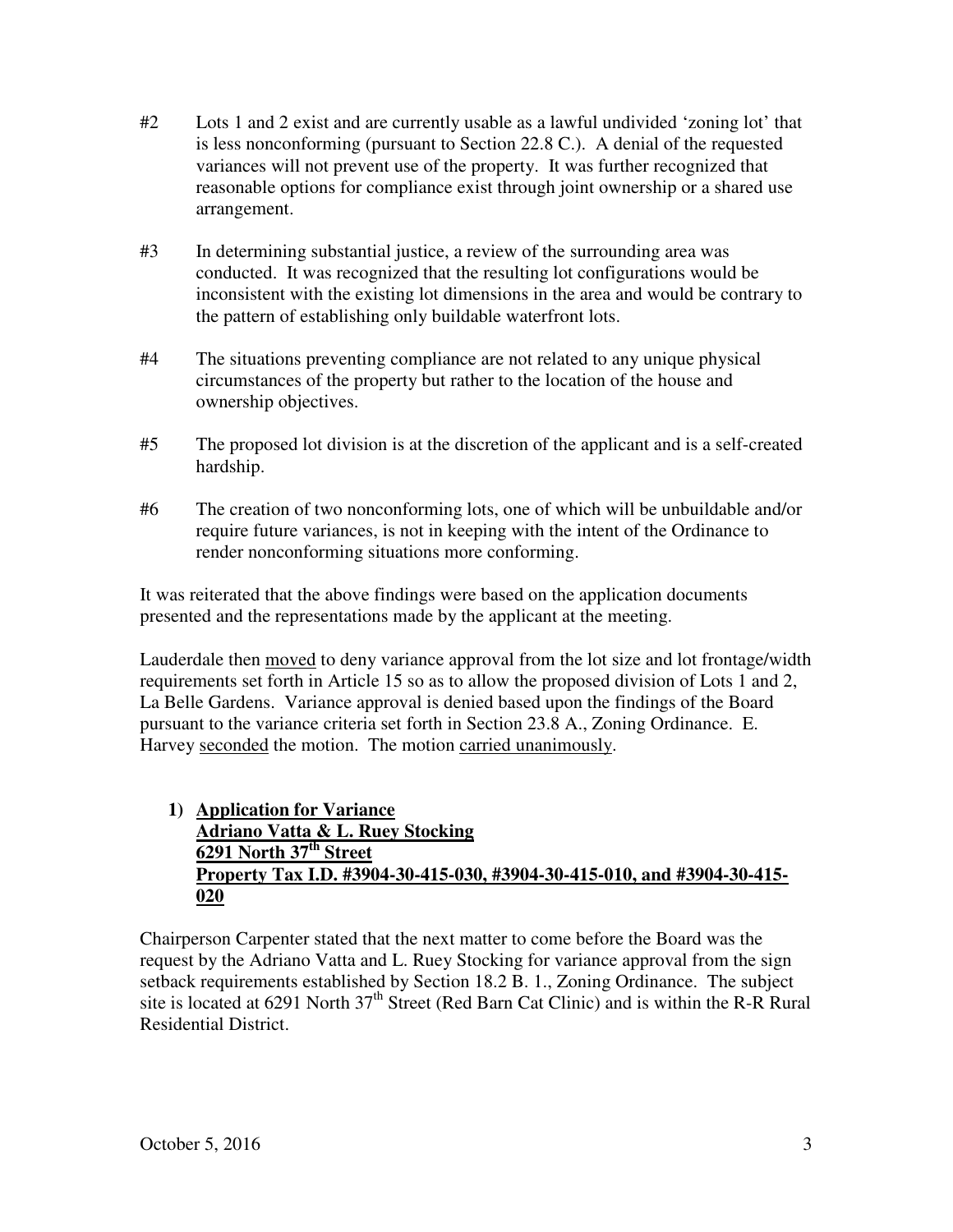#2 Lots 1 and 2 exist and are currently usable as a lawful undivided 'zoning lot' that is less nonconforming (pursuant to Section 22.8 C.). A denial of the requested variances will not prevent use of the property. It was further recognized that reasonable options for compliance exist through joint ownership or a shared use arrangement.

#3 In determining substantial justice, a review of the surrounding area was conducted. It was recognized that the resulting lot configurations would be inconsistent with the existing lot dimensions in the area and would be contrary to the pattern of establishing only buildable waterfront lots.

#4 The situations preventing compliance are not related to any unique physical circumstances of the property but rather to the location of the house and ownership objectives.

#5 The proposed lot division is at the discretion of the applicant and is a self-created hardship.

#6 The creation of two nonconforming lots, one of which will be unbuildable and/or require future variances, is not in keeping with the intent of the Ordinance to render nonconforming situations more conforming.

It was reiterated that the above findings were based on the application documents presented and the representations made by the applicant at the meeting.

Lauderdale then moved to deny variance approval from the lot size and lot frontage/width requirements set forth in Article 15 so as to allow the proposed division of Lots 1 and 2, La Belle Gardens. Variance approval is denied based upon the findings of the Board pursuant to the variance criteria set forth in Section 23.8 A., Zoning Ordinance. E. Harvey seconded the motion. The motion carried unanimously.

**1) Application for Variance**
**Adriano Vatta & L. Ruey Stocking**
**6291 North 37th Street**
**Property Tax I.D. #3904-30-415-030, #3904-30-415-010, and #3904-30-415-020**

Chairperson Carpenter stated that the next matter to come before the Board was the request by the Adriano Vatta and L. Ruey Stocking for variance approval from the sign setback requirements established by Section 18.2 B. 1., Zoning Ordinance. The subject site is located at 6291 North 37th Street (Red Barn Cat Clinic) and is within the R-R Rural Residential District.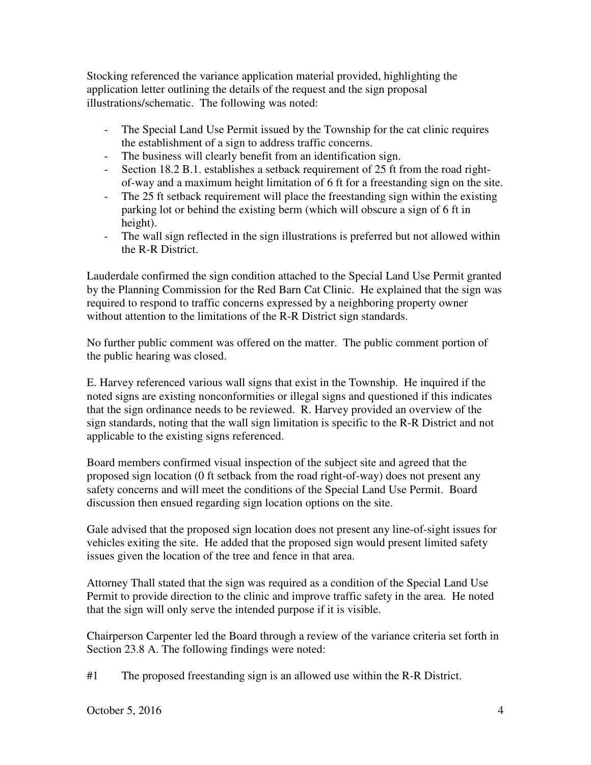Stocking referenced the variance application material provided, highlighting the application letter outlining the details of the request and the sign proposal illustrations/schematic. The following was noted:

- The Special Land Use Permit issued by the Township for the cat clinic requires the establishment of a sign to address traffic concerns.
- The business will clearly benefit from an identification sign.
- Section 18.2 B.1. establishes a setback requirement of 25 ft from the road right-of-way and a maximum height limitation of 6 ft for a freestanding sign on the site.
- The 25 ft setback requirement will place the freestanding sign within the existing parking lot or behind the existing berm (which will obscure a sign of 6 ft in height).
- The wall sign reflected in the sign illustrations is preferred but not allowed within the R-R District.

Lauderdale confirmed the sign condition attached to the Special Land Use Permit granted by the Planning Commission for the Red Barn Cat Clinic. He explained that the sign was required to respond to traffic concerns expressed by a neighboring property owner without attention to the limitations of the R-R District sign standards.

No further public comment was offered on the matter. The public comment portion of the public hearing was closed.

E. Harvey referenced various wall signs that exist in the Township. He inquired if the noted signs are existing nonconformities or illegal signs and questioned if this indicates that the sign ordinance needs to be reviewed. R. Harvey provided an overview of the sign standards, noting that the wall sign limitation is specific to the R-R District and not applicable to the existing signs referenced.

Board members confirmed visual inspection of the subject site and agreed that the proposed sign location (0 ft setback from the road right-of-way) does not present any safety concerns and will meet the conditions of the Special Land Use Permit. Board discussion then ensued regarding sign location options on the site.

Gale advised that the proposed sign location does not present any line-of-sight issues for vehicles exiting the site. He added that the proposed sign would present limited safety issues given the location of the tree and fence in that area.

Attorney Thall stated that the sign was required as a condition of the Special Land Use Permit to provide direction to the clinic and improve traffic safety in the area. He noted that the sign will only serve the intended purpose if it is visible.

Chairperson Carpenter led the Board through a review of the variance criteria set forth in Section 23.8 A. The following findings were noted:

#1 The proposed freestanding sign is an allowed use within the R-R District.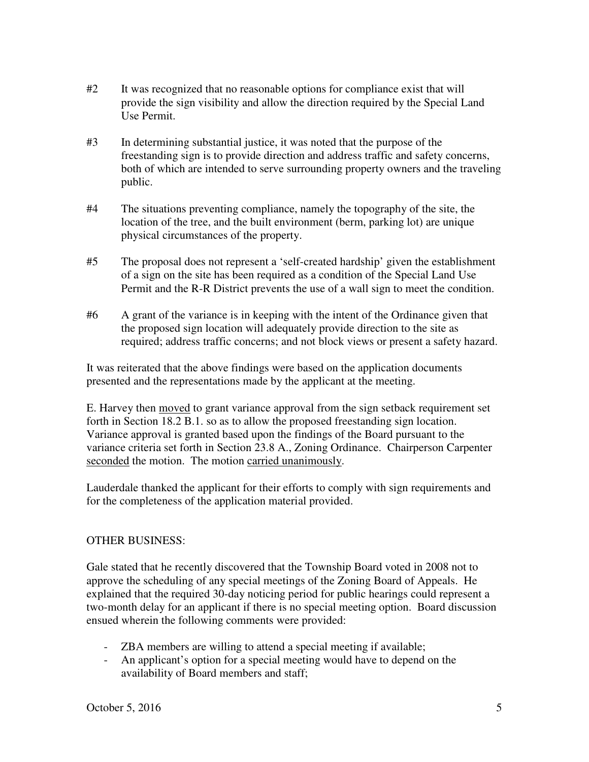#2 It was recognized that no reasonable options for compliance exist that will provide the sign visibility and allow the direction required by the Special Land Use Permit.

#3 In determining substantial justice, it was noted that the purpose of the freestanding sign is to provide direction and address traffic and safety concerns, both of which are intended to serve surrounding property owners and the traveling public.

#4 The situations preventing compliance, namely the topography of the site, the location of the tree, and the built environment (berm, parking lot) are unique physical circumstances of the property.

#5 The proposal does not represent a 'self-created hardship' given the establishment of a sign on the site has been required as a condition of the Special Land Use Permit and the R-R District prevents the use of a wall sign to meet the condition.

#6 A grant of the variance is in keeping with the intent of the Ordinance given that the proposed sign location will adequately provide direction to the site as required; address traffic concerns; and not block views or present a safety hazard.

It was reiterated that the above findings were based on the application documents presented and the representations made by the applicant at the meeting.

E. Harvey then <u>moved</u> to grant variance approval from the sign setback requirement set forth in Section 18.2 B.1. so as to allow the proposed freestanding sign location. Variance approval is granted based upon the findings of the Board pursuant to the variance criteria set forth in Section 23.8 A., Zoning Ordinance. Chairperson Carpenter <u>seconded</u> the motion. The motion <u>carried unanimously</u>.

Lauderdale thanked the applicant for their efforts to comply with sign requirements and for the completeness of the application material provided.

OTHER BUSINESS:

Gale stated that he recently discovered that the Township Board voted in 2008 not to approve the scheduling of any special meetings of the Zoning Board of Appeals. He explained that the required 30-day noticing period for public hearings could represent a two-month delay for an applicant if there is no special meeting option. Board discussion ensued wherein the following comments were provided:

- ZBA members are willing to attend a special meeting if available;
- An applicant's option for a special meeting would have to depend on the availability of Board members and staff;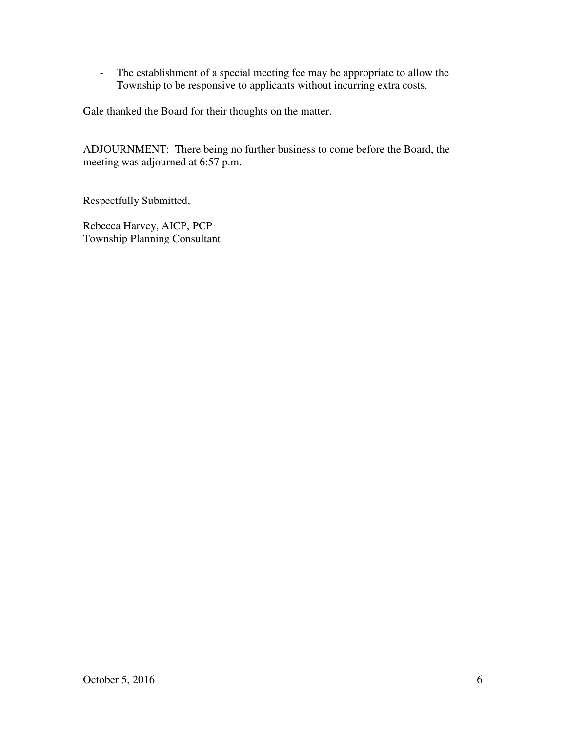- The establishment of a special meeting fee may be appropriate to allow the Township to be responsive to applicants without incurring extra costs.

Gale thanked the Board for their thoughts on the matter.

ADJOURNMENT: There being no further business to come before the Board, the meeting was adjourned at 6:57 p.m.

Respectfully Submitted,

Rebecca Harvey, AICP, PCP
Township Planning Consultant